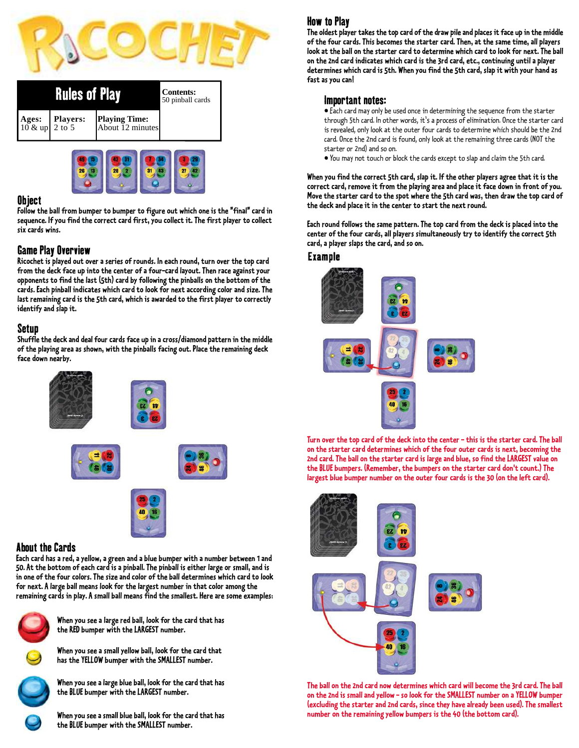# RICOCHET

## Rules of Play

| Ages: | Players: | Playing Time: | Contents: |
|---|---|---|---|
| 10 & up | 2 to 5 | About 12 minutes | 50 pinball cards |

## Object

Follow the ball from bumper to bumper to figure out which one is the "final" card in sequence. If you find the correct card first, you collect it. The first player to collect six cards wins.

## Game Play Overview

Ricochet is played out over a series of rounds. In each round, turn over the top card from the deck face up into the center of a four-card layout. Then race against your opponents to find the last (5th) card by following the pinballs on the bottom of the cards. Each pinball indicates which card to look for next according color and size. The last remaining card is the 5th card, which is awarded to the first player to correctly identify and slap it.

## Setup

Shuffle the deck and deal four cards face up in a cross/diamond pattern in the middle of the playing area as shown, with the pinballs facing out. Place the remaining deck face down nearby.

## About the Cards

Each card has a red, a yellow, a green and a blue bumper with a number between 1 and 50. At the bottom of each card is a pinball. The pinball is either large or small, and is in one of the four colors. The size and color of the ball determines which card to look for next. A large ball means look for the largest number in that color among the remaining cards in play. A small ball means find the smallest. Here are some examples:

When you see a large red ball, look for the card that has the RED bumper with the LARGEST number.

When you see a small yellow ball, look for the card that has the YELLOW bumper with the SMALLEST number.

When you see a large blue ball, look for the card that has the BLUE bumper with the LARGEST number.

When you see a small blue ball, look for the card that has the BLUE bumper with the SMALLEST number.

## How to Play

The oldest player takes the top card of the draw pile and places it face up in the middle of the four cards. This becomes the starter card. Then, at the same time, all players look at the ball on the starter card to determine which card to look for next. The ball on the 2nd card indicates which card is the 3rd card, etc., continuing until a player determines which card is 5th. When you find the 5th card, slap it with your hand as fast as you can!

### Important notes:

- Each card may only be used once in determining the sequence from the starter through 5th card. In other words, it's a process of elimination. Once the starter card is revealed, only look at the outer four cards to determine which should be the 2nd card. Once the 2nd card is found, only look at the remaining three cards (NOT the starter or 2nd) and so on.
- You may not touch or block the cards except to slap and claim the 5th card.

When you find the correct 5th card, slap it. If the other players agree that it is the correct card, remove it from the playing area and place it face down in front of you. Move the starter card to the spot where the 5th card was, then draw the top card of the deck and place it in the center to start the next round.

Each round follows the same pattern. The top card from the deck is placed into the center of the four cards, all players simultaneously try to identify the correct 5th card, a player slaps the card, and so on.

## Example

Turn over the top card of the deck into the center – this is the starter card. The ball on the starter card determines which of the four outer cards is next, becoming the 2nd card. The ball on the starter card is large and blue, so find the LARGEST value on the BLUE bumpers. (Remember, the bumpers on the starter card don't count.) The largest blue bumper number on the outer four cards is the 30 (on the left card).

The ball on the 2nd card now determines which card will become the 3rd card. The ball on the 2nd is small and yellow – so look for the SMALLEST number on a YELLOW bumper (excluding the starter and 2nd cards, since they have already been used). The smallest number on the remaining yellow bumpers is the 40 (the bottom card).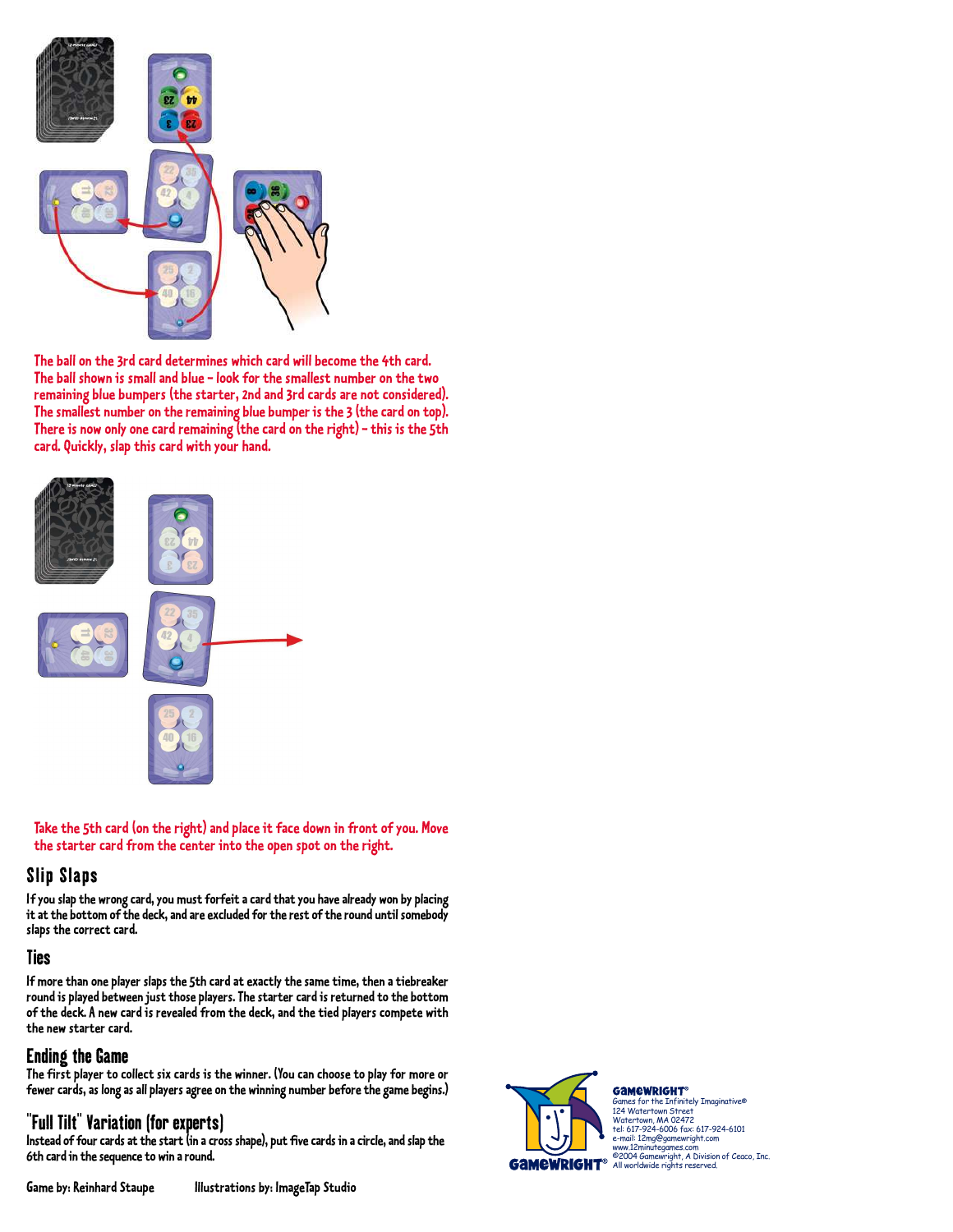The ball on the 3rd card determines which card will become the 4th card. The ball shown is small and blue – look for the smallest number on the two remaining blue bumpers (the starter, 2nd and 3rd cards are not considered). The smallest number on the remaining blue bumper is the 3 (the card on top). There is now only one card remaining (the card on the right) – this is the 5th card. Quickly, slap this card with your hand.

Take the 5th card (on the right) and place it face down in front of you. Move the starter card from the center into the open spot on the right.

## Slip Slaps

If you slap the wrong card, you must forfeit a card that you have already won by placing it at the bottom of the deck, and are excluded for the rest of the round until somebody slaps the correct card.

## Ties

If more than one player slaps the 5th card at exactly the same time, then a tiebreaker round is played between just those players. The starter card is returned to the bottom of the deck. A new card is revealed from the deck, and the tied players compete with the new starter card.

## Ending the Game

The first player to collect six cards is the winner. (You can choose to play for more or fewer cards, as long as all players agree on the winning number before the game begins.)

## "Full Tilt" Variation (for experts)

Instead of four cards at the start (in a cross shape), put five cards in a circle, and slap the 6th card in the sequence to win a round.

Game by: Reinhard Staupe Illustrations by: ImageTap Studio

**GAMEWRIGHT®**
Games for the Infinitely Imaginative®
124 Watertown Street
Watertown, MA 02472
tel: 617-924-6006 fax: 617-924-6101
e-mail: 12mg@gamewright.com
www.12minutegames.com
©2004 Gamewright, A Division of Ceaco, Inc.
All worldwide rights reserved.